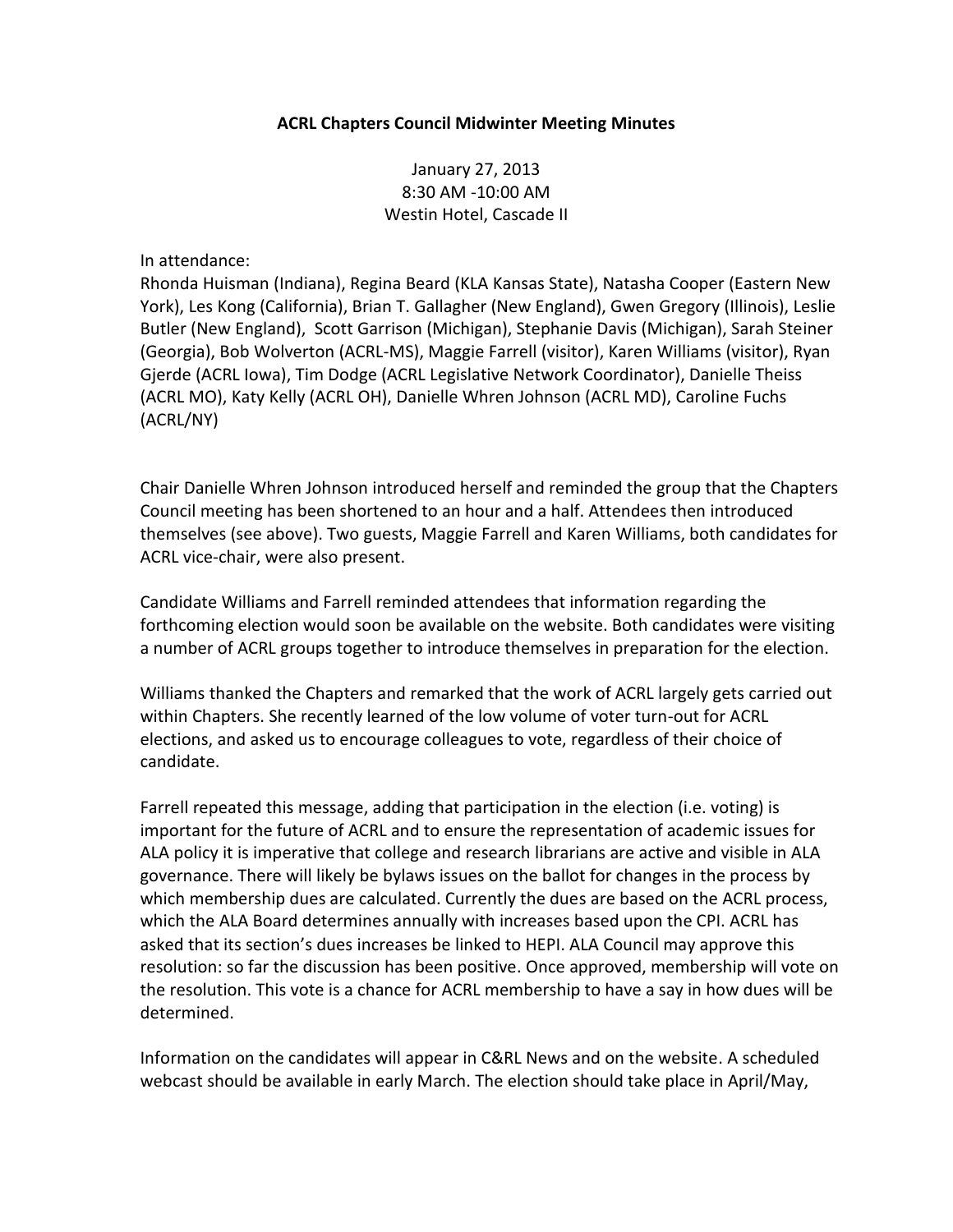# ACRL Chapters Council Midwinter Meeting Minutes

January 27, 2013
8:30 AM -10:00 AM
Westin Hotel, Cascade II

In attendance:
Rhonda Huisman (Indiana), Regina Beard (KLA Kansas State), Natasha Cooper (Eastern New York), Les Kong (California), Brian T. Gallagher (New England), Gwen Gregory (Illinois), Leslie Butler (New England), Scott Garrison (Michigan), Stephanie Davis (Michigan), Sarah Steiner (Georgia), Bob Wolverton (ACRL-MS), Maggie Farrell (visitor), Karen Williams (visitor), Ryan Gjerde (ACRL Iowa), Tim Dodge (ACRL Legislative Network Coordinator), Danielle Theiss (ACRL MO), Katy Kelly (ACRL OH), Danielle Whren Johnson (ACRL MD), Caroline Fuchs (ACRL/NY)

Chair Danielle Whren Johnson introduced herself and reminded the group that the Chapters Council meeting has been shortened to an hour and a half. Attendees then introduced themselves (see above). Two guests, Maggie Farrell and Karen Williams, both candidates for ACRL vice-chair, were also present.

Candidate Williams and Farrell reminded attendees that information regarding the forthcoming election would soon be available on the website. Both candidates were visiting a number of ACRL groups together to introduce themselves in preparation for the election.

Williams thanked the Chapters and remarked that the work of ACRL largely gets carried out within Chapters. She recently learned of the low volume of voter turn-out for ACRL elections, and asked us to encourage colleagues to vote, regardless of their choice of candidate.

Farrell repeated this message, adding that participation in the election (i.e. voting) is important for the future of ACRL and to ensure the representation of academic issues for ALA policy it is imperative that college and research librarians are active and visible in ALA governance. There will likely be bylaws issues on the ballot for changes in the process by which membership dues are calculated. Currently the dues are based on the ACRL process, which the ALA Board determines annually with increases based upon the CPI. ACRL has asked that its section's dues increases be linked to HEPI. ALA Council may approve this resolution: so far the discussion has been positive. Once approved, membership will vote on the resolution. This vote is a chance for ACRL membership to have a say in how dues will be determined.

Information on the candidates will appear in C&RL News and on the website. A scheduled webcast should be available in early March. The election should take place in April/May,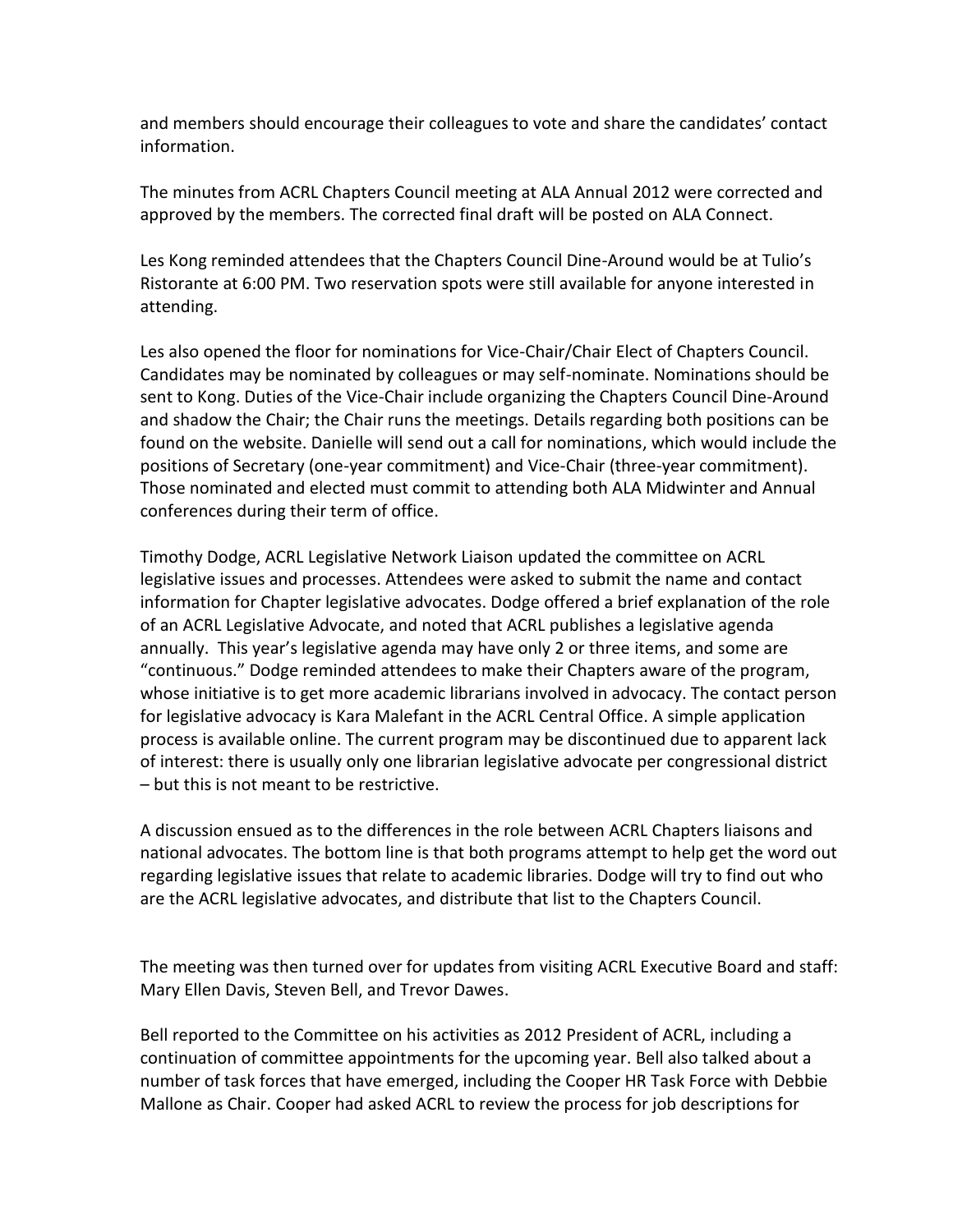and members should encourage their colleagues to vote and share the candidates' contact information.

The minutes from ACRL Chapters Council meeting at ALA Annual 2012 were corrected and approved by the members. The corrected final draft will be posted on ALA Connect.

Les Kong reminded attendees that the Chapters Council Dine-Around would be at Tulio's Ristorante at 6:00 PM. Two reservation spots were still available for anyone interested in attending.

Les also opened the floor for nominations for Vice-Chair/Chair Elect of Chapters Council. Candidates may be nominated by colleagues or may self-nominate. Nominations should be sent to Kong. Duties of the Vice-Chair include organizing the Chapters Council Dine-Around and shadow the Chair; the Chair runs the meetings. Details regarding both positions can be found on the website. Danielle will send out a call for nominations, which would include the positions of Secretary (one-year commitment) and Vice-Chair (three-year commitment). Those nominated and elected must commit to attending both ALA Midwinter and Annual conferences during their term of office.

Timothy Dodge, ACRL Legislative Network Liaison updated the committee on ACRL legislative issues and processes. Attendees were asked to submit the name and contact information for Chapter legislative advocates. Dodge offered a brief explanation of the role of an ACRL Legislative Advocate, and noted that ACRL publishes a legislative agenda annually. This year's legislative agenda may have only 2 or three items, and some are "continuous." Dodge reminded attendees to make their Chapters aware of the program, whose initiative is to get more academic librarians involved in advocacy. The contact person for legislative advocacy is Kara Malefant in the ACRL Central Office. A simple application process is available online. The current program may be discontinued due to apparent lack of interest: there is usually only one librarian legislative advocate per congressional district – but this is not meant to be restrictive.

A discussion ensued as to the differences in the role between ACRL Chapters liaisons and national advocates. The bottom line is that both programs attempt to help get the word out regarding legislative issues that relate to academic libraries. Dodge will try to find out who are the ACRL legislative advocates, and distribute that list to the Chapters Council.

The meeting was then turned over for updates from visiting ACRL Executive Board and staff: Mary Ellen Davis, Steven Bell, and Trevor Dawes.

Bell reported to the Committee on his activities as 2012 President of ACRL, including a continuation of committee appointments for the upcoming year. Bell also talked about a number of task forces that have emerged, including the Cooper HR Task Force with Debbie Mallone as Chair. Cooper had asked ACRL to review the process for job descriptions for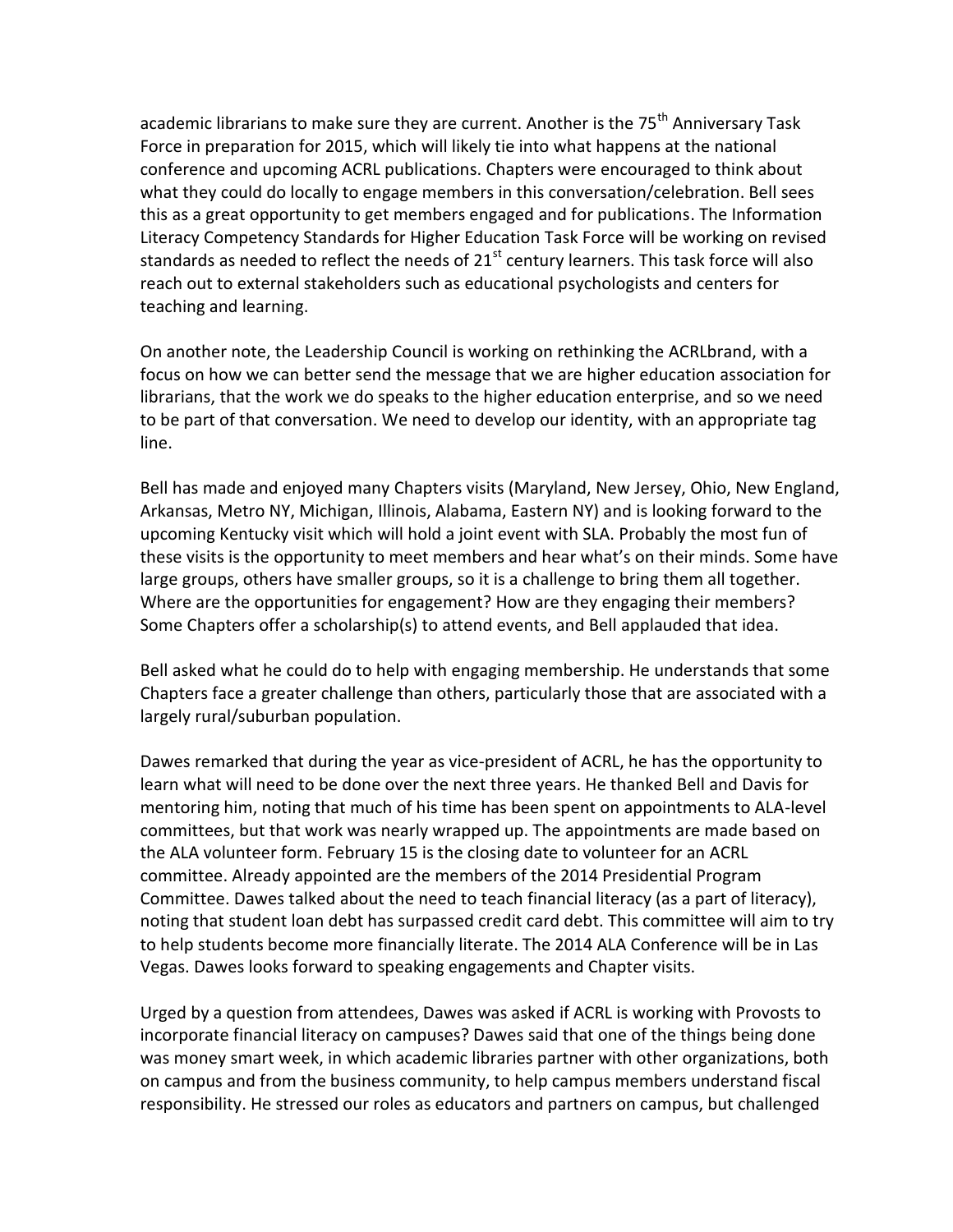academic librarians to make sure they are current. Another is the 75th Anniversary Task Force in preparation for 2015, which will likely tie into what happens at the national conference and upcoming ACRL publications. Chapters were encouraged to think about what they could do locally to engage members in this conversation/celebration. Bell sees this as a great opportunity to get members engaged and for publications. The Information Literacy Competency Standards for Higher Education Task Force will be working on revised standards as needed to reflect the needs of 21st century learners. This task force will also reach out to external stakeholders such as educational psychologists and centers for teaching and learning.

On another note, the Leadership Council is working on rethinking the ACRLbrand, with a focus on how we can better send the message that we are higher education association for librarians, that the work we do speaks to the higher education enterprise, and so we need to be part of that conversation. We need to develop our identity, with an appropriate tag line.

Bell has made and enjoyed many Chapters visits (Maryland, New Jersey, Ohio, New England, Arkansas, Metro NY, Michigan, Illinois, Alabama, Eastern NY) and is looking forward to the upcoming Kentucky visit which will hold a joint event with SLA. Probably the most fun of these visits is the opportunity to meet members and hear what's on their minds. Some have large groups, others have smaller groups, so it is a challenge to bring them all together. Where are the opportunities for engagement? How are they engaging their members? Some Chapters offer a scholarship(s) to attend events, and Bell applauded that idea.

Bell asked what he could do to help with engaging membership. He understands that some Chapters face a greater challenge than others, particularly those that are associated with a largely rural/suburban population.

Dawes remarked that during the year as vice-president of ACRL, he has the opportunity to learn what will need to be done over the next three years. He thanked Bell and Davis for mentoring him, noting that much of his time has been spent on appointments to ALA-level committees, but that work was nearly wrapped up. The appointments are made based on the ALA volunteer form. February 15 is the closing date to volunteer for an ACRL committee. Already appointed are the members of the 2014 Presidential Program Committee. Dawes talked about the need to teach financial literacy (as a part of literacy), noting that student loan debt has surpassed credit card debt. This committee will aim to try to help students become more financially literate. The 2014 ALA Conference will be in Las Vegas. Dawes looks forward to speaking engagements and Chapter visits.

Urged by a question from attendees, Dawes was asked if ACRL is working with Provosts to incorporate financial literacy on campuses? Dawes said that one of the things being done was money smart week, in which academic libraries partner with other organizations, both on campus and from the business community, to help campus members understand fiscal responsibility. He stressed our roles as educators and partners on campus, but challenged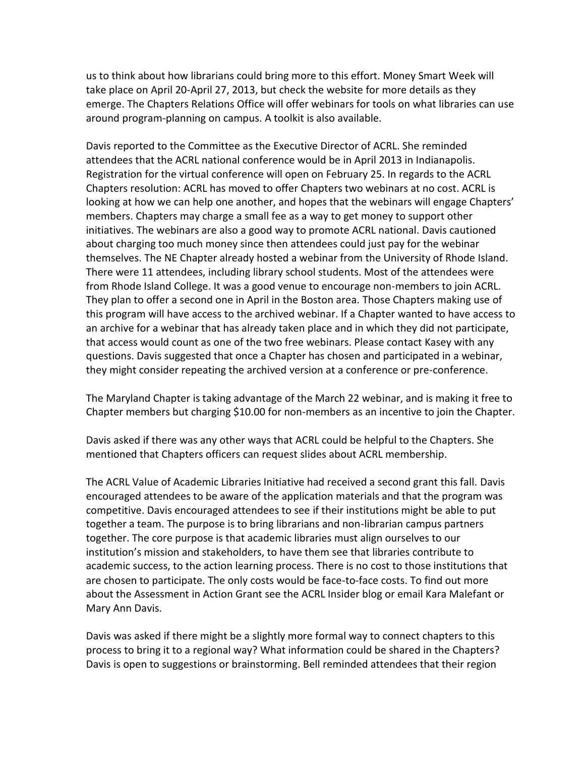us to think about how librarians could bring more to this effort. Money Smart Week will take place on April 20-April 27, 2013, but check the website for more details as they emerge. The Chapters Relations Office will offer webinars for tools on what libraries can use around program-planning on campus. A toolkit is also available.

Davis reported to the Committee as the Executive Director of ACRL. She reminded attendees that the ACRL national conference would be in April 2013 in Indianapolis. Registration for the virtual conference will open on February 25. In regards to the ACRL Chapters resolution: ACRL has moved to offer Chapters two webinars at no cost. ACRL is looking at how we can help one another, and hopes that the webinars will engage Chapters' members. Chapters may charge a small fee as a way to get money to support other initiatives. The webinars are also a good way to promote ACRL national. Davis cautioned about charging too much money since then attendees could just pay for the webinar themselves. The NE Chapter already hosted a webinar from the University of Rhode Island. There were 11 attendees, including library school students. Most of the attendees were from Rhode Island College. It was a good venue to encourage non-members to join ACRL. They plan to offer a second one in April in the Boston area. Those Chapters making use of this program will have access to the archived webinar. If a Chapter wanted to have access to an archive for a webinar that has already taken place and in which they did not participate, that access would count as one of the two free webinars. Please contact Kasey with any questions. Davis suggested that once a Chapter has chosen and participated in a webinar, they might consider repeating the archived version at a conference or pre-conference.

The Maryland Chapter is taking advantage of the March 22 webinar, and is making it free to Chapter members but charging $10.00 for non-members as an incentive to join the Chapter.

Davis asked if there was any other ways that ACRL could be helpful to the Chapters. She mentioned that Chapters officers can request slides about ACRL membership.

The ACRL Value of Academic Libraries Initiative had received a second grant this fall. Davis encouraged attendees to be aware of the application materials and that the program was competitive. Davis encouraged attendees to see if their institutions might be able to put together a team. The purpose is to bring librarians and non-librarian campus partners together. The core purpose is that academic libraries must align ourselves to our institution's mission and stakeholders, to have them see that libraries contribute to academic success, to the action learning process. There is no cost to those institutions that are chosen to participate. The only costs would be face-to-face costs. To find out more about the Assessment in Action Grant see the ACRL Insider blog or email Kara Malefant or Mary Ann Davis.

Davis was asked if there might be a slightly more formal way to connect chapters to this process to bring it to a regional way? What information could be shared in the Chapters? Davis is open to suggestions or brainstorming. Bell reminded attendees that their region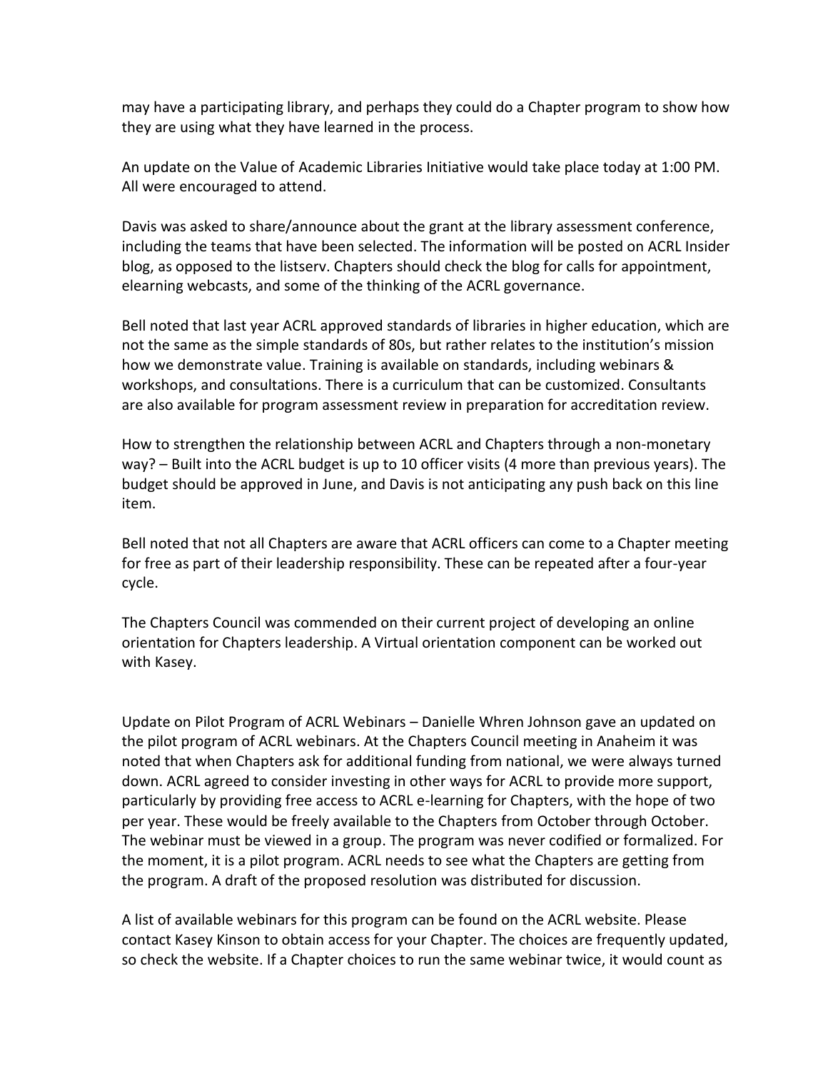may have a participating library, and perhaps they could do a Chapter program to show how they are using what they have learned in the process.

An update on the Value of Academic Libraries Initiative would take place today at 1:00 PM. All were encouraged to attend.

Davis was asked to share/announce about the grant at the library assessment conference, including the teams that have been selected. The information will be posted on ACRL Insider blog, as opposed to the listserv. Chapters should check the blog for calls for appointment, elearning webcasts, and some of the thinking of the ACRL governance.

Bell noted that last year ACRL approved standards of libraries in higher education, which are not the same as the simple standards of 80s, but rather relates to the institution's mission how we demonstrate value. Training is available on standards, including webinars & workshops, and consultations. There is a curriculum that can be customized. Consultants are also available for program assessment review in preparation for accreditation review.

How to strengthen the relationship between ACRL and Chapters through a non-monetary way? – Built into the ACRL budget is up to 10 officer visits (4 more than previous years). The budget should be approved in June, and Davis is not anticipating any push back on this line item.

Bell noted that not all Chapters are aware that ACRL officers can come to a Chapter meeting for free as part of their leadership responsibility. These can be repeated after a four-year cycle.

The Chapters Council was commended on their current project of developing an online orientation for Chapters leadership. A Virtual orientation component can be worked out with Kasey.

Update on Pilot Program of ACRL Webinars – Danielle Whren Johnson gave an updated on the pilot program of ACRL webinars. At the Chapters Council meeting in Anaheim it was noted that when Chapters ask for additional funding from national, we were always turned down. ACRL agreed to consider investing in other ways for ACRL to provide more support, particularly by providing free access to ACRL e-learning for Chapters, with the hope of two per year. These would be freely available to the Chapters from October through October. The webinar must be viewed in a group. The program was never codified or formalized. For the moment, it is a pilot program. ACRL needs to see what the Chapters are getting from the program. A draft of the proposed resolution was distributed for discussion.

A list of available webinars for this program can be found on the ACRL website. Please contact Kasey Kinson to obtain access for your Chapter. The choices are frequently updated, so check the website. If a Chapter choices to run the same webinar twice, it would count as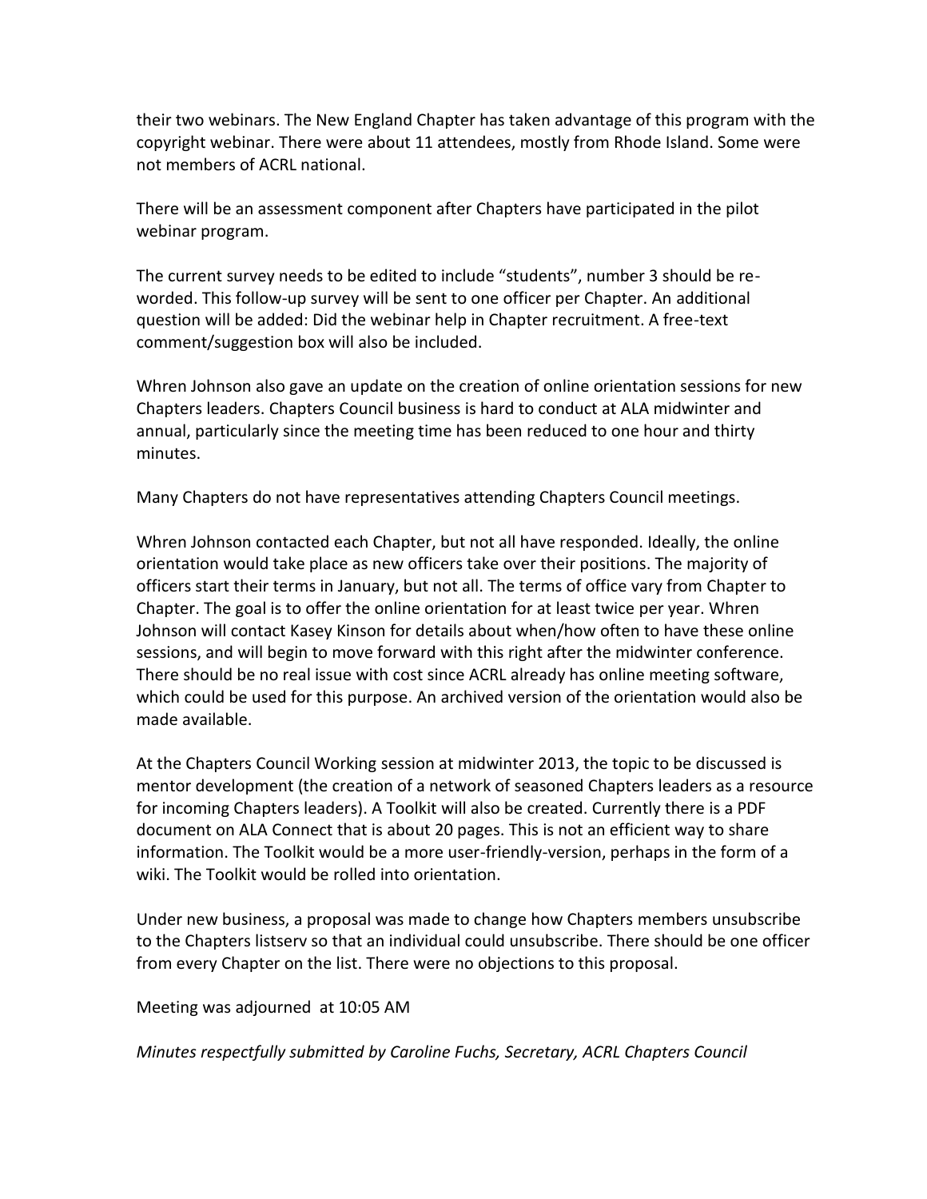their two webinars. The New England Chapter has taken advantage of this program with the copyright webinar. There were about 11 attendees, mostly from Rhode Island. Some were not members of ACRL national.

There will be an assessment component after Chapters have participated in the pilot webinar program.

The current survey needs to be edited to include "students", number 3 should be re-worded. This follow-up survey will be sent to one officer per Chapter. An additional question will be added: Did the webinar help in Chapter recruitment. A free-text comment/suggestion box will also be included.

Whren Johnson also gave an update on the creation of online orientation sessions for new Chapters leaders. Chapters Council business is hard to conduct at ALA midwinter and annual, particularly since the meeting time has been reduced to one hour and thirty minutes.

Many Chapters do not have representatives attending Chapters Council meetings.

Whren Johnson contacted each Chapter, but not all have responded. Ideally, the online orientation would take place as new officers take over their positions. The majority of officers start their terms in January, but not all. The terms of office vary from Chapter to Chapter. The goal is to offer the online orientation for at least twice per year. Whren Johnson will contact Kasey Kinson for details about when/how often to have these online sessions, and will begin to move forward with this right after the midwinter conference. There should be no real issue with cost since ACRL already has online meeting software, which could be used for this purpose. An archived version of the orientation would also be made available.

At the Chapters Council Working session at midwinter 2013, the topic to be discussed is mentor development (the creation of a network of seasoned Chapters leaders as a resource for incoming Chapters leaders). A Toolkit will also be created. Currently there is a PDF document on ALA Connect that is about 20 pages. This is not an efficient way to share information. The Toolkit would be a more user-friendly-version, perhaps in the form of a wiki. The Toolkit would be rolled into orientation.

Under new business, a proposal was made to change how Chapters members unsubscribe to the Chapters listserv so that an individual could unsubscribe. There should be one officer from every Chapter on the list. There were no objections to this proposal.

Meeting was adjourned at 10:05 AM

*Minutes respectfully submitted by Caroline Fuchs, Secretary, ACRL Chapters Council*